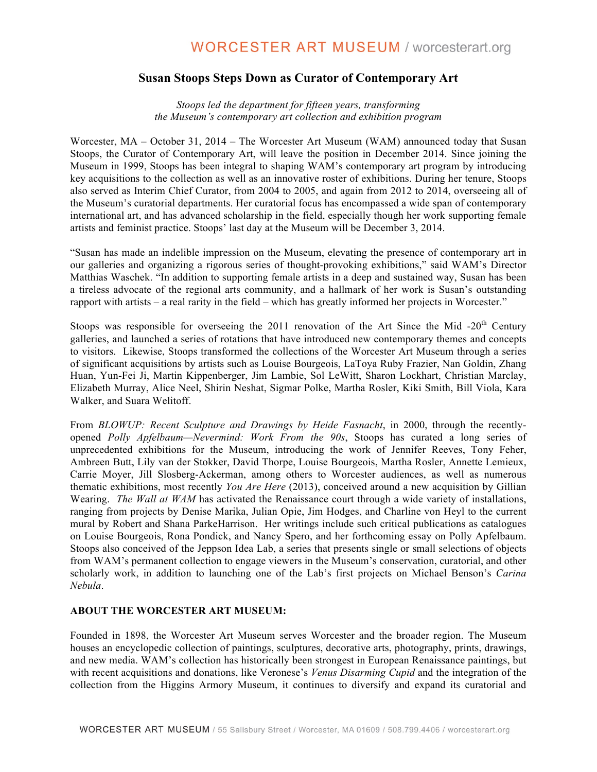# Susan Stoops Steps Down as Curator of Contemporary Art

*Stoops led the department for fifteen years, transforming the Museum's contemporary art collection and exhibition program*

Worcester, MA – October 31, 2014 – The Worcester Art Museum (WAM) announced today that Susan Stoops, the Curator of Contemporary Art, will leave the position in December 2014. Since joining the Museum in 1999, Stoops has been integral to shaping WAM's contemporary art program by introducing key acquisitions to the collection as well as an innovative roster of exhibitions. During her tenure, Stoops also served as Interim Chief Curator, from 2004 to 2005, and again from 2012 to 2014, overseeing all of the Museum's curatorial departments. Her curatorial focus has encompassed a wide span of contemporary international art, and has advanced scholarship in the field, especially though her work supporting female artists and feminist practice. Stoops' last day at the Museum will be December 3, 2014.

"Susan has made an indelible impression on the Museum, elevating the presence of contemporary art in our galleries and organizing a rigorous series of thought-provoking exhibitions," said WAM's Director Matthias Waschek. "In addition to supporting female artists in a deep and sustained way, Susan has been a tireless advocate of the regional arts community, and a hallmark of her work is Susan's outstanding rapport with artists – a real rarity in the field – which has greatly informed her projects in Worcester."

Stoops was responsible for overseeing the 2011 renovation of the Art Since the Mid -20th Century galleries, and launched a series of rotations that have introduced new contemporary themes and concepts to visitors. Likewise, Stoops transformed the collections of the Worcester Art Museum through a series of significant acquisitions by artists such as Louise Bourgeois, LaToya Ruby Frazier, Nan Goldin, Zhang Huan, Yun-Fei Ji, Martin Kippenberger, Jim Lambie, Sol LeWitt, Sharon Lockhart, Christian Marclay, Elizabeth Murray, Alice Neel, Shirin Neshat, Sigmar Polke, Martha Rosler, Kiki Smith, Bill Viola, Kara Walker, and Suara Welitoff.

From *BLOWUP: Recent Sculpture and Drawings by Heide Fasnacht*, in 2000, through the recently-opened *Polly Apfelbaum—Nevermind: Work From the 90s*, Stoops has curated a long series of unprecedented exhibitions for the Museum, introducing the work of Jennifer Reeves, Tony Feher, Ambreen Butt, Lily van der Stokker, David Thorpe, Louise Bourgeois, Martha Rosler, Annette Lemieux, Carrie Moyer, Jill Slosberg-Ackerman, among others to Worcester audiences, as well as numerous thematic exhibitions, most recently *You Are Here* (2013), conceived around a new acquisition by Gillian Wearing. *The Wall at WAM* has activated the Renaissance court through a wide variety of installations, ranging from projects by Denise Marika, Julian Opie, Jim Hodges, and Charline von Heyl to the current mural by Robert and Shana ParkeHarrison. Her writings include such critical publications as catalogues on Louise Bourgeois, Rona Pondick, and Nancy Spero, and her forthcoming essay on Polly Apfelbaum. Stoops also conceived of the Jeppson Idea Lab, a series that presents single or small selections of objects from WAM's permanent collection to engage viewers in the Museum's conservation, curatorial, and other scholarly work, in addition to launching one of the Lab's first projects on Michael Benson's *Carina Nebula*.

**ABOUT THE WORCESTER ART MUSEUM:**

Founded in 1898, the Worcester Art Museum serves Worcester and the broader region. The Museum houses an encyclopedic collection of paintings, sculptures, decorative arts, photography, prints, drawings, and new media. WAM's collection has historically been strongest in European Renaissance paintings, but with recent acquisitions and donations, like Veronese's *Venus Disarming Cupid* and the integration of the collection from the Higgins Armory Museum, it continues to diversify and expand its curatorial and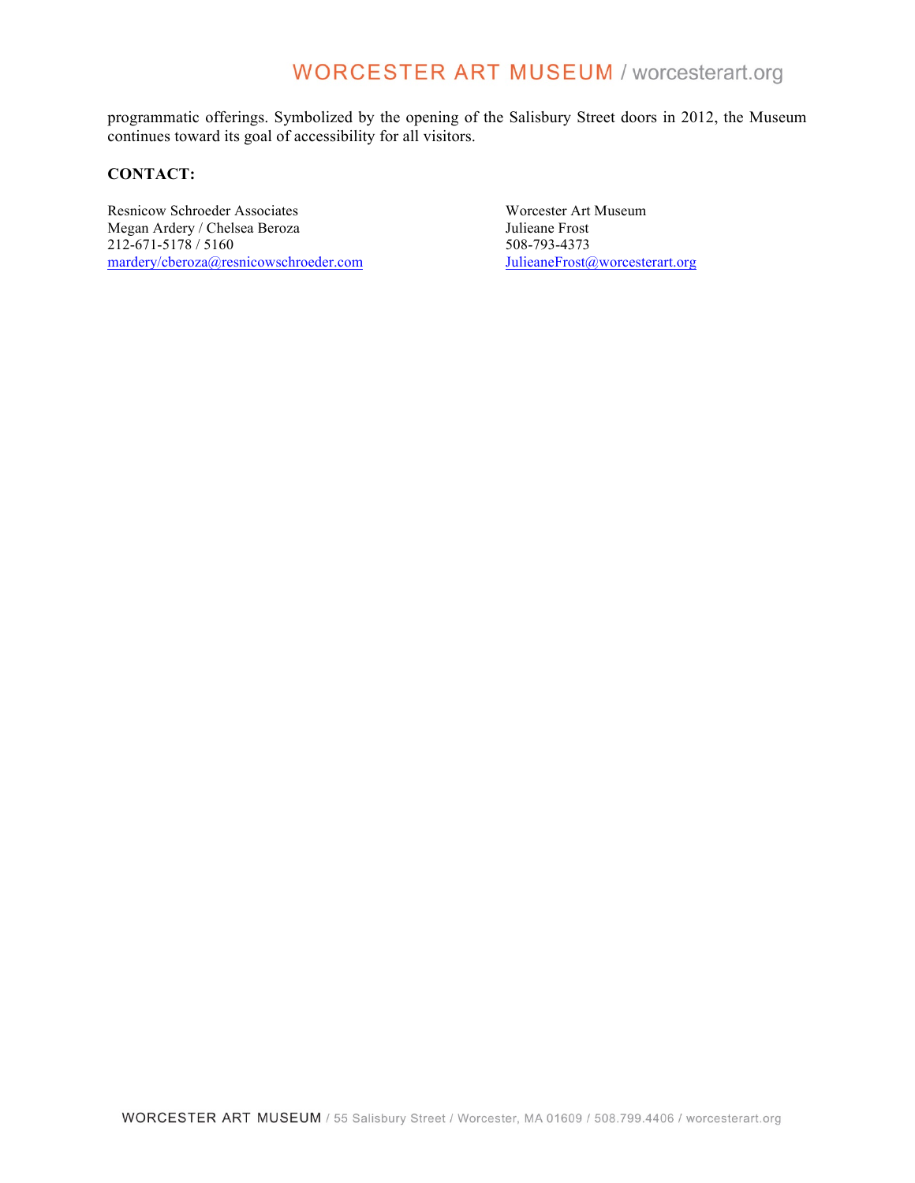programmatic offerings. Symbolized by the opening of the Salisbury Street doors in 2012, the Museum continues toward its goal of accessibility for all visitors.

**CONTACT:**

Resnicow Schroeder Associates
Megan Ardery / Chelsea Beroza
212-671-5178 / 5160
mardery/cberoza@resnicowschroeder.com

Worcester Art Museum
Julieane Frost
508-793-4373
JulieaneFrost@worcesterart.org